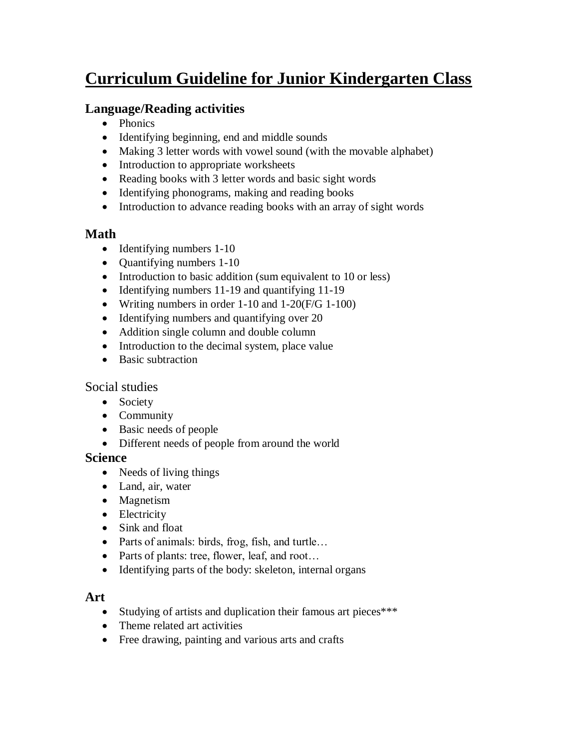# Curriculum Guideline for Junior Kindergarten Class

### Language/Reading activities

- Phonics
- Identifying beginning, end and middle sounds
- Making 3 letter words with vowel sound (with the movable alphabet)
- Introduction to appropriate worksheets
- Reading books with 3 letter words and basic sight words
- Identifying phonograms, making and reading books
- Introduction to advance reading books with an array of sight words

### Math

- Identifying numbers 1-10
- Quantifying numbers 1-10
- Introduction to basic addition (sum equivalent to 10 or less)
- Identifying numbers 11-19 and quantifying 11-19
- Writing numbers in order 1-10 and 1-20(F/G 1-100)
- Identifying numbers and quantifying over 20
- Addition single column and double column
- Introduction to the decimal system, place value
- Basic subtraction

### Social studies

- Society
- Community
- Basic needs of people
- Different needs of people from around the world

### Science

- Needs of living things
- Land, air, water
- Magnetism
- Electricity
- Sink and float
- Parts of animals: birds, frog, fish, and turtle…
- Parts of plants: tree, flower, leaf, and root…
- Identifying parts of the body: skeleton, internal organs

### Art

- Studying of artists and duplication their famous art pieces***
- Theme related art activities
- Free drawing, painting and various arts and crafts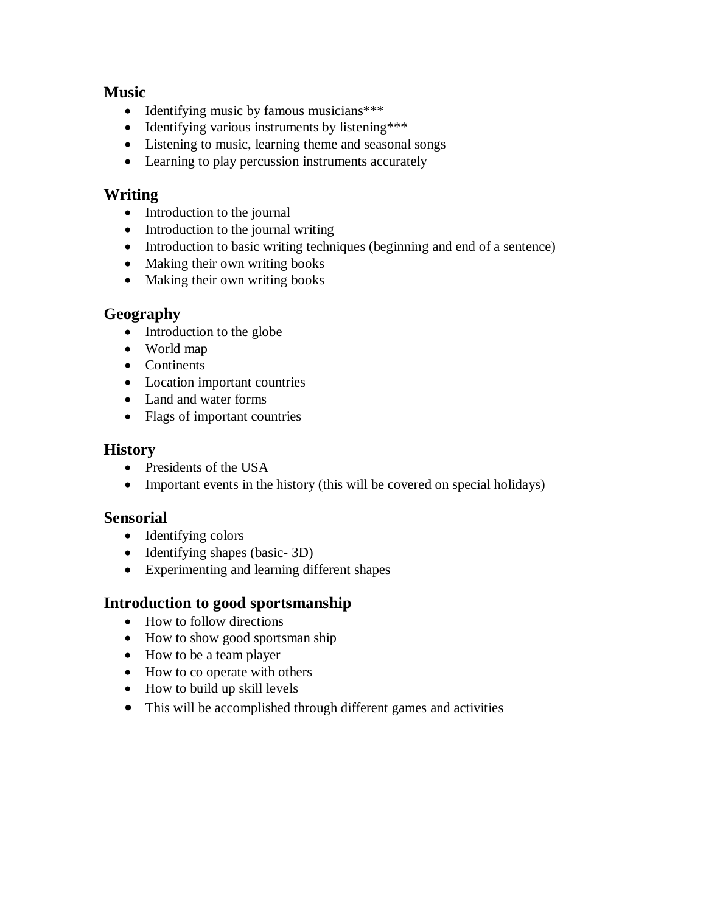## Music

- Identifying music by famous musicians***
- Identifying various instruments by listening***
- Listening to music, learning theme and seasonal songs
- Learning to play percussion instruments accurately

## Writing

- Introduction to the journal
- Introduction to the journal writing
- Introduction to basic writing techniques (beginning and end of a sentence)
- Making their own writing books
- Making their own writing books

## Geography

- Introduction to the globe
- World map
- Continents
- Location important countries
- Land and water forms
- Flags of important countries

## History

- Presidents of the USA
- Important events in the history (this will be covered on special holidays)

## Sensorial

- Identifying colors
- Identifying shapes (basic- 3D)
- Experimenting and learning different shapes

## Introduction to good sportsmanship

- How to follow directions
- How to show good sportsman ship
- How to be a team player
- How to co operate with others
- How to build up skill levels
- This will be accomplished through different games and activities